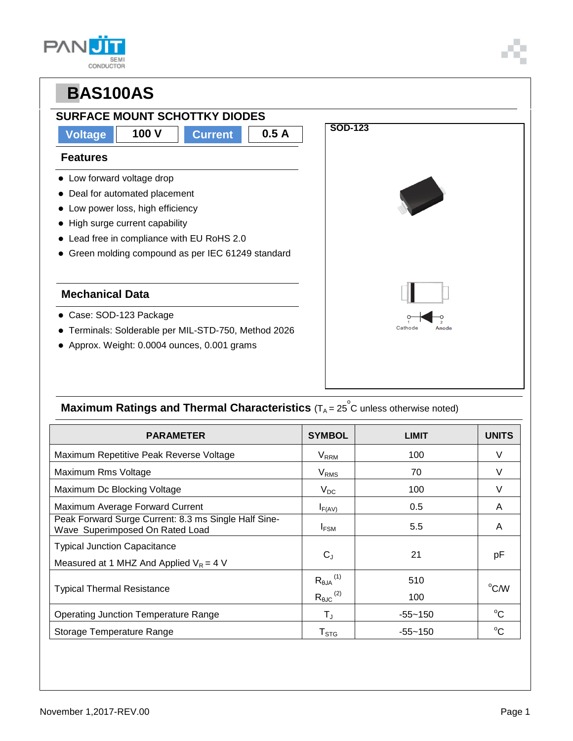# BAS100AS

## SURFACE MOUNT SCHOTTKY DIODES

| Voltage | 100 V | Current | 0.5 A |
|---|---|---|---|

### Features

- Low forward voltage drop
- Deal for automated placement
- Low power loss, high efficiency
- High surge current capability
- Lead free in compliance with EU RoHS 2.0
- Green molding compound as per IEC 61249 standard

SOD-123

1 Cathode 2 Anode

### Mechanical Data

- Case: SOD-123 Package
- Terminals: Solderable per MIL-STD-750, Method 2026
- Approx. Weight: 0.0004 ounces, 0.001 grams

### Maximum Ratings and Thermal Characteristics ($T_A = 25^{o}C$ unless otherwise noted)

| PARAMETER | SYMBOL | LIMIT | UNITS |
|---|---|---|---|
| Maximum Repetitive Peak Reverse Voltage | $V_{RRM}$ | 100 | V |
| Maximum Rms Voltage | $V_{RMS}$ | 70 | V |
| Maximum Dc Blocking Voltage | $V_{DC}$ | 100 | V |
| Maximum Average Forward Current | $I_{F(AV)}$ | 0.5 | A |
| Peak Forward Surge Current: 8.3 ms Single Half Sine-Wave Superimposed On Rated Load | $I_{FSM}$ | 5.5 | A |
| Typical Junction Capacitance Measured at 1 MHZ And Applied $V_R = 4$ V | $C_J$ | 21 | pF |
| Typical Thermal Resistance | $R_{\theta JA}$ (1) <br> $R_{\theta JC}$ (2) | 510 <br> 100 | $^{o}C/W$ |
| Operating Junction Temperature Range | $T_J$ | -55~150 | $^{o}C$ |
| Storage Temperature Range | $T_{STG}$ | -55~150 | $^{o}C$ |

November 1,2017-REV.00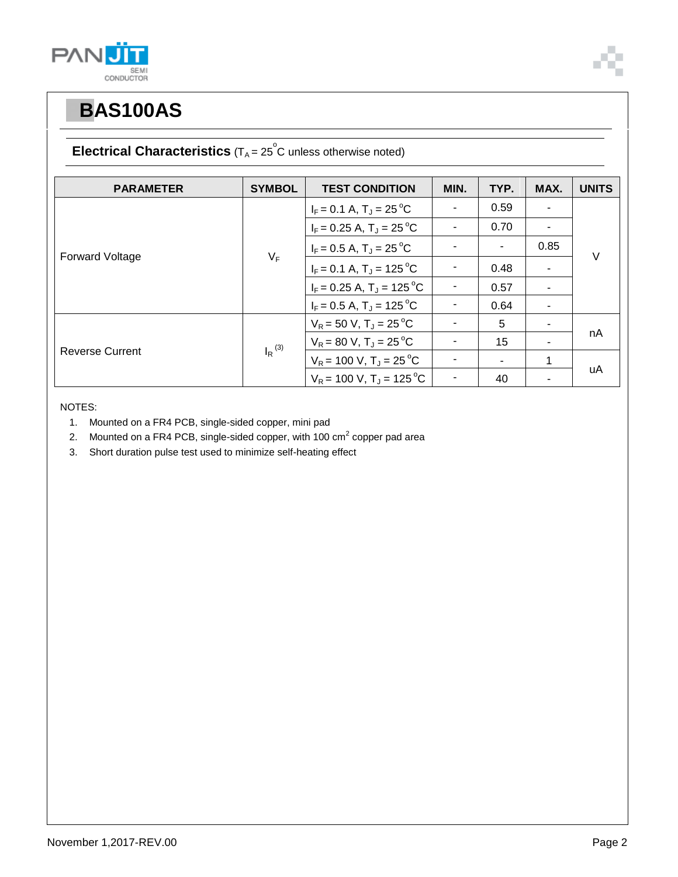# BAS100AS

## Electrical Characteristics ($T_A = 25^oC$ unless otherwise noted)

| PARAMETER | SYMBOL | TEST CONDITION | MIN. | TYP. | MAX. | UNITS |
|---|---|---|---|---|---|---|
| Forward Voltage | $V_F$ | $I_F = 0.1$ A, $T_J = 25^oC$ | - | 0.59 | - | V |
| | | $I_F = 0.25$ A, $T_J = 25^oC$ | - | 0.70 | - | |
| | | $I_F = 0.5$ A, $T_J = 25^oC$ | - | - | 0.85 | |
| | | $I_F = 0.1$ A, $T_J = 125^oC$ | - | 0.48 | - | |
| | | $I_F = 0.25$ A, $T_J = 125^oC$ | - | 0.57 | - | |
| | | $I_F = 0.5$ A, $T_J = 125^oC$ | - | 0.64 | - | |
| Reverse Current | $I_R$ (3) | $V_R = 50$ V, $T_J = 25^oC$ | - | 5 | - | nA |
| | | $V_R = 80$ V, $T_J = 25^oC$ | - | 15 | - | |
| | | $V_R = 100$ V, $T_J = 25^oC$ | - | - | 1 | uA |
| | | $V_R = 100$ V, $T_J = 125^oC$ | - | 40 | - | |

NOTES:

1. Mounted on a FR4 PCB, single-sided copper, mini pad
2. Mounted on a FR4 PCB, single-sided copper, with 100 $cm^2$ copper pad area
3. Short duration pulse test used to minimize self-heating effect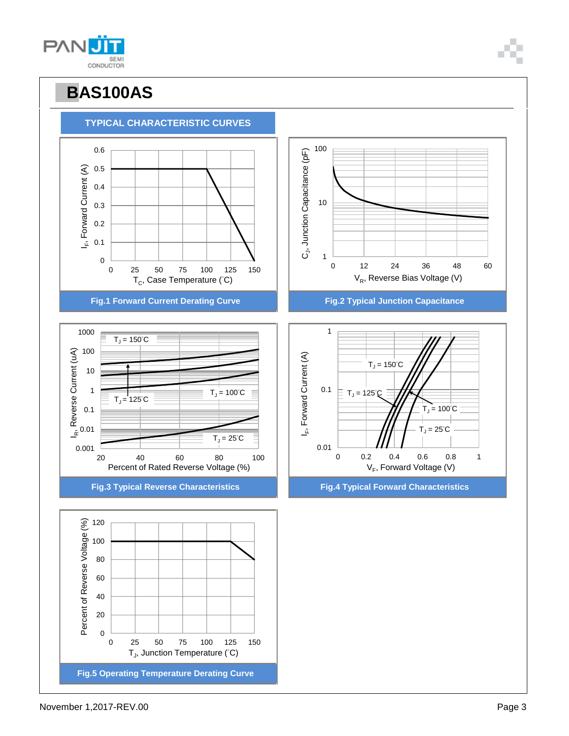# BAS100AS

## TYPICAL CHARACTERISTIC CURVES

Fig.1 Forward Current Derating Curve

Fig.2 Typical Junction Capacitance

Fig.3 Typical Reverse Characteristics

Fig.4 Typical Forward Characteristics

Fig.5 Operating Temperature Derating Curve

November 1,2017-REV.00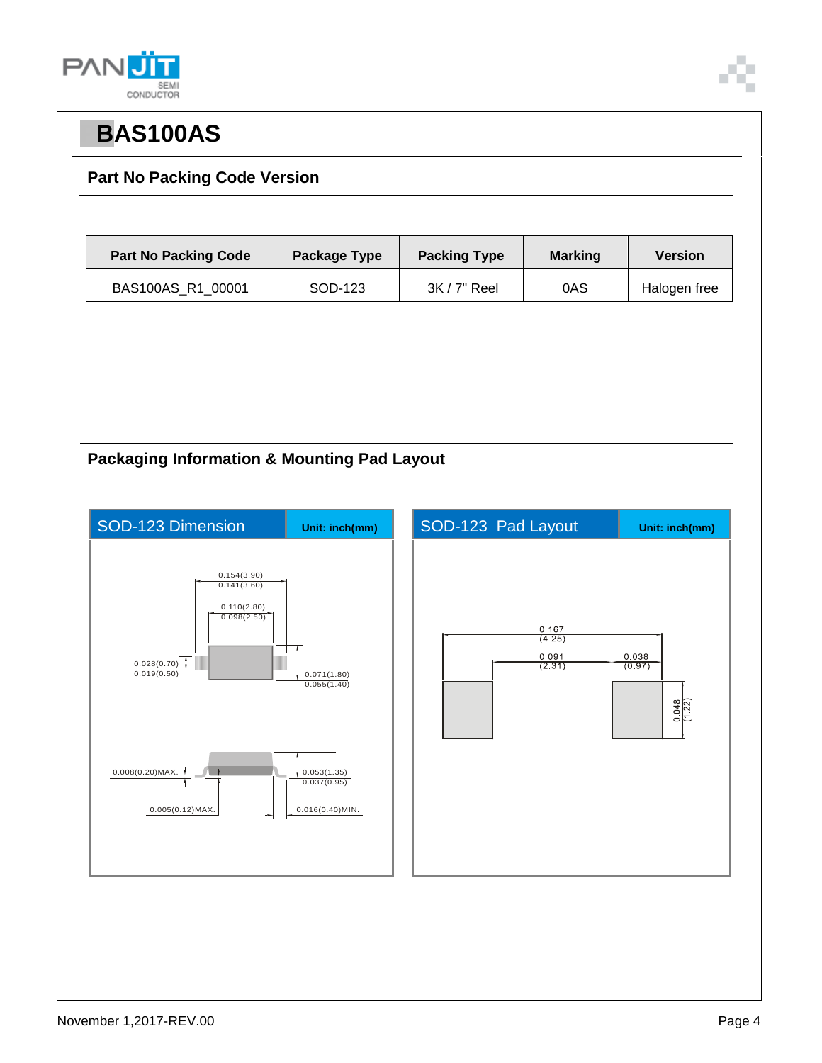# BAS100AS

## Part No Packing Code Version

| Part No Packing Code | Package Type | Packing Type | Marking | Version |
|---|---|---|---|---|
| BAS100AS_R1_00001 | SOD-123 | 3K / 7" Reel | 0AS | Halogen free |

## Packaging Information & Mounting Pad Layout

**SOD-123 Dimension** — Unit: inch(mm)

- 0.154(3.90) / 0.141(3.60)
- 0.110(2.80) / 0.098(2.50)
- 0.028(0.70) / 0.019(0.50)
- 0.071(1.80) / 0.055(1.40)
- 0.008(0.20)MAX.
- 0.053(1.35) / 0.037(0.95)
- 0.005(0.12)MAX.
- 0.016(0.40)MIN.

**SOD-123 Pad Layout** — Unit: inch(mm)

- 0.167 (4.25)
- 0.091 (2.31)
- 0.038 (0.97)
- 0.048 (1.22)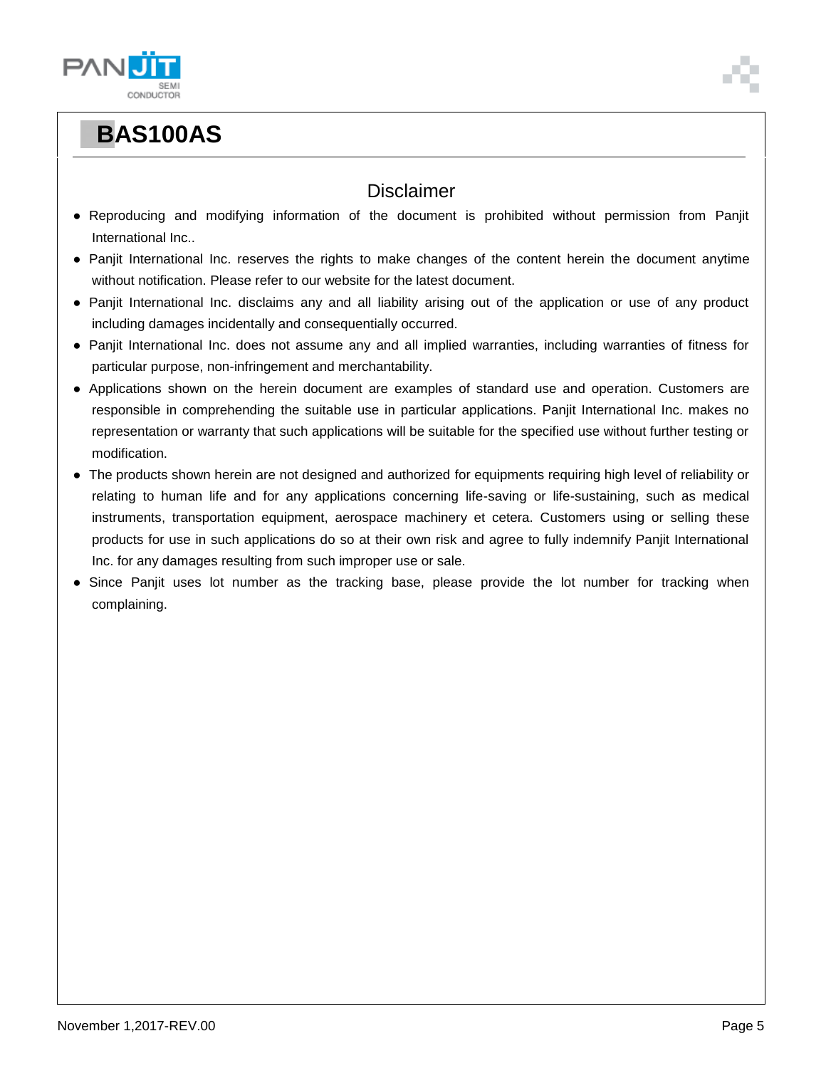# BAS100AS

## Disclaimer

- Reproducing and modifying information of the document is prohibited without permission from Panjit International Inc..
- Panjit International Inc. reserves the rights to make changes of the content herein the document anytime without notification. Please refer to our website for the latest document.
- Panjit International Inc. disclaims any and all liability arising out of the application or use of any product including damages incidentally and consequentially occurred.
- Panjit International Inc. does not assume any and all implied warranties, including warranties of fitness for particular purpose, non-infringement and merchantability.
- Applications shown on the herein document are examples of standard use and operation. Customers are responsible in comprehending the suitable use in particular applications. Panjit International Inc. makes no representation or warranty that such applications will be suitable for the specified use without further testing or modification.
- The products shown herein are not designed and authorized for equipments requiring high level of reliability or relating to human life and for any applications concerning life-saving or life-sustaining, such as medical instruments, transportation equipment, aerospace machinery et cetera. Customers using or selling these products for use in such applications do so at their own risk and agree to fully indemnify Panjit International Inc. for any damages resulting from such improper use or sale.
- Since Panjit uses lot number as the tracking base, please provide the lot number for tracking when complaining.

November 1,2017-REV.00